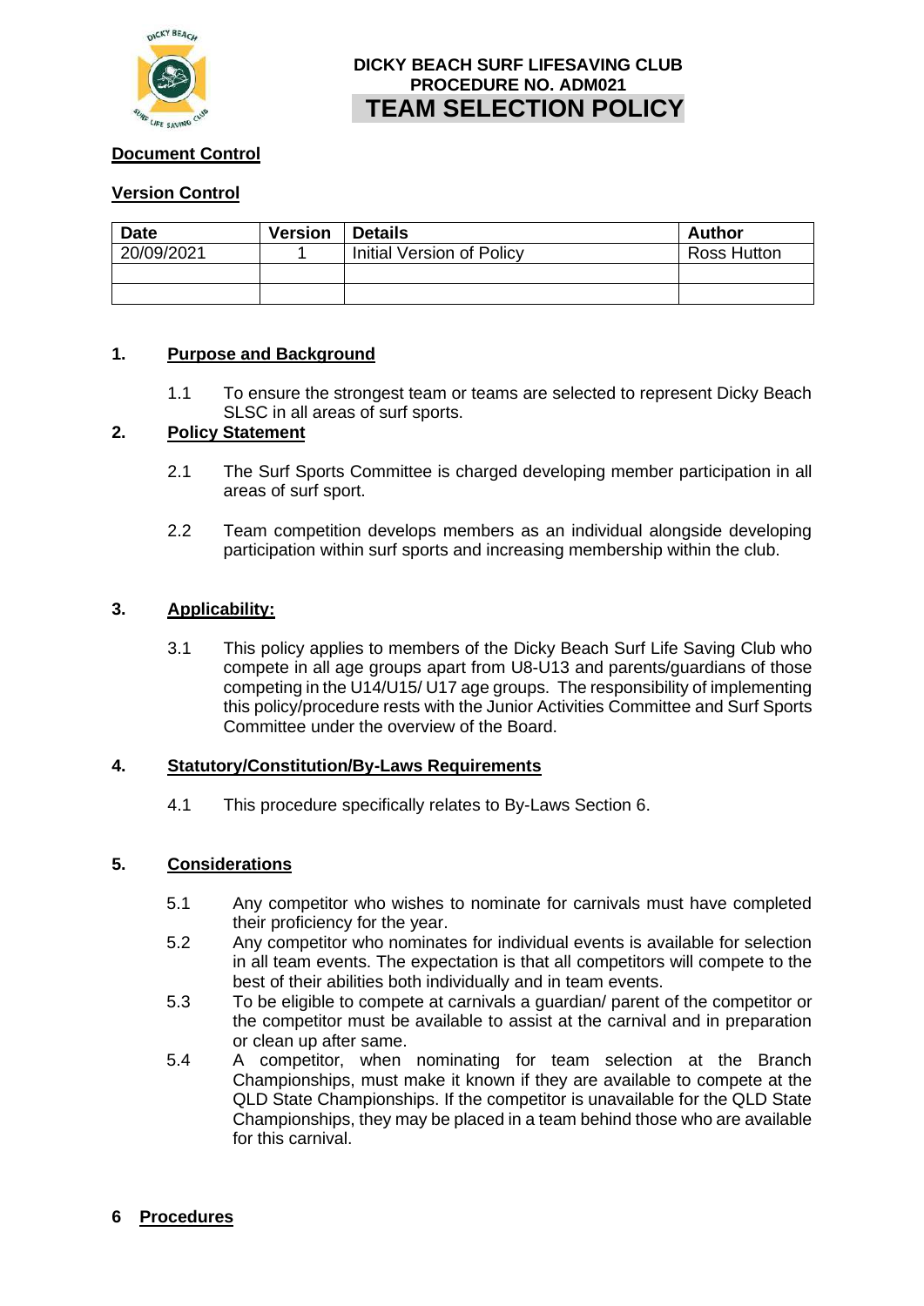**DICKY BEACH SURF LIFESAVING CLUB**
**PROCEDURE NO. ADM021**

# TEAM SELECTION POLICY

**Document Control**

**Version Control**

| Date | Version | Details | Author |
|---|---|---|---|
| 20/09/2021 | 1 | Initial Version of Policy | Ross Hutton |
| | | | |
| | | | |

## 1. Purpose and Background

1.1 To ensure the strongest team or teams are selected to represent Dicky Beach SLSC in all areas of surf sports.

## 2. Policy Statement

2.1 The Surf Sports Committee is charged developing member participation in all areas of surf sport.

2.2 Team competition develops members as an individual alongside developing participation within surf sports and increasing membership within the club.

## 3. Applicability:

3.1 This policy applies to members of the Dicky Beach Surf Life Saving Club who compete in all age groups apart from U8-U13 and parents/guardians of those competing in the U14/U15/ U17 age groups. The responsibility of implementing this policy/procedure rests with the Junior Activities Committee and Surf Sports Committee under the overview of the Board.

## 4. Statutory/Constitution/By-Laws Requirements

4.1 This procedure specifically relates to By-Laws Section 6.

## 5. Considerations

5.1 Any competitor who wishes to nominate for carnivals must have completed their proficiency for the year.

5.2 Any competitor who nominates for individual events is available for selection in all team events. The expectation is that all competitors will compete to the best of their abilities both individually and in team events.

5.3 To be eligible to compete at carnivals a guardian/ parent of the competitor or the competitor must be available to assist at the carnival and in preparation or clean up after same.

5.4 A competitor, when nominating for team selection at the Branch Championships, must make it known if they are available to compete at the QLD State Championships. If the competitor is unavailable for the QLD State Championships, they may be placed in a team behind those who are available for this carnival.

## 6 Procedures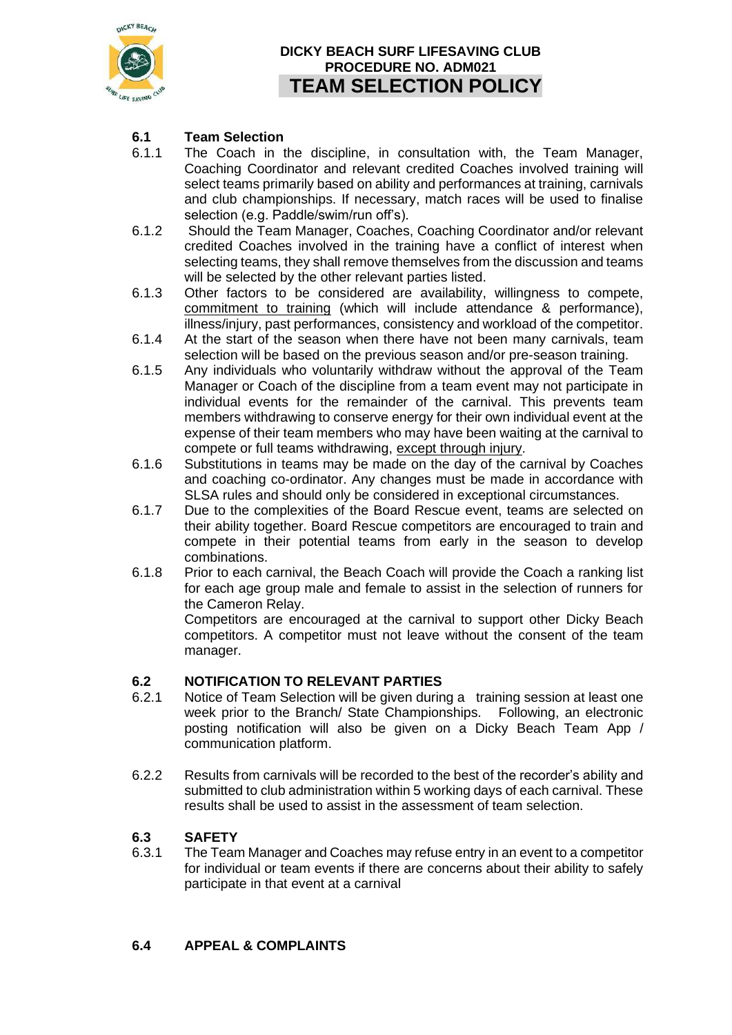**DICKY BEACH SURF LIFESAVING CLUB**
**PROCEDURE NO. ADM021**

# TEAM SELECTION POLICY

## 6.1 Team Selection

6.1.1 The Coach in the discipline, in consultation with, the Team Manager, Coaching Coordinator and relevant credited Coaches involved training will select teams primarily based on ability and performances at training, carnivals and club championships. If necessary, match races will be used to finalise selection (e.g. Paddle/swim/run off's).

6.1.2 Should the Team Manager, Coaches, Coaching Coordinator and/or relevant credited Coaches involved in the training have a conflict of interest when selecting teams, they shall remove themselves from the discussion and teams will be selected by the other relevant parties listed.

6.1.3 Other factors to be considered are availability, willingness to compete, <u>commitment to training</u> (which will include attendance & performance), illness/injury, past performances, consistency and workload of the competitor.

6.1.4 At the start of the season when there have not been many carnivals, team selection will be based on the previous season and/or pre-season training.

6.1.5 Any individuals who voluntarily withdraw without the approval of the Team Manager or Coach of the discipline from a team event may not participate in individual events for the remainder of the carnival. This prevents team members withdrawing to conserve energy for their own individual event at the expense of their team members who may have been waiting at the carnival to compete or full teams withdrawing, <u>except through injury</u>.

6.1.6 Substitutions in teams may be made on the day of the carnival by Coaches and coaching co-ordinator. Any changes must be made in accordance with SLSA rules and should only be considered in exceptional circumstances.

6.1.7 Due to the complexities of the Board Rescue event, teams are selected on their ability together. Board Rescue competitors are encouraged to train and compete in their potential teams from early in the season to develop combinations.

6.1.8 Prior to each carnival, the Beach Coach will provide the Coach a ranking list for each age group male and female to assist in the selection of runners for the Cameron Relay.

Competitors are encouraged at the carnival to support other Dicky Beach competitors. A competitor must not leave without the consent of the team manager.

## 6.2 NOTIFICATION TO RELEVANT PARTIES

6.2.1 Notice of Team Selection will be given during a training session at least one week prior to the Branch/ State Championships. Following, an electronic posting notification will also be given on a Dicky Beach Team App / communication platform.

6.2.2 Results from carnivals will be recorded to the best of the recorder's ability and submitted to club administration within 5 working days of each carnival. These results shall be used to assist in the assessment of team selection.

## 6.3 SAFETY

6.3.1 The Team Manager and Coaches may refuse entry in an event to a competitor for individual or team events if there are concerns about their ability to safely participate in that event at a carnival

## 6.4 APPEAL & COMPLAINTS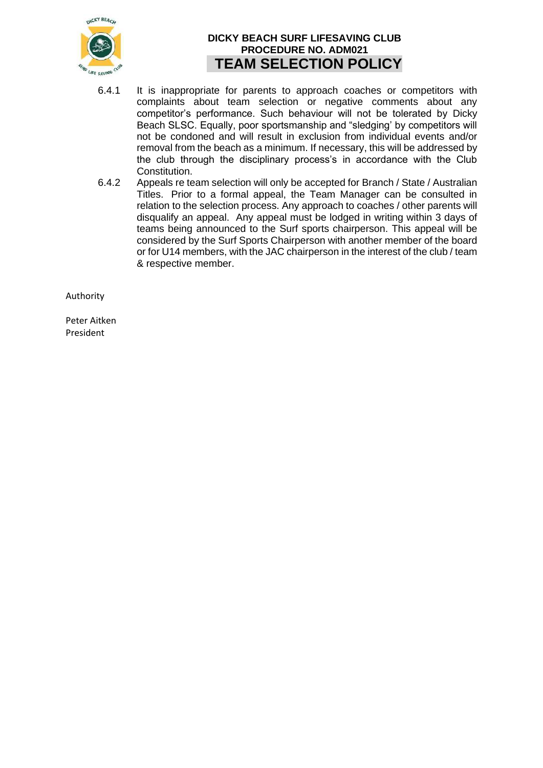6.4.1 It is inappropriate for parents to approach coaches or competitors with complaints about team selection or negative comments about any competitor's performance. Such behaviour will not be tolerated by Dicky Beach SLSC. Equally, poor sportsmanship and "sledging' by competitors will not be condoned and will result in exclusion from individual events and/or removal from the beach as a minimum. If necessary, this will be addressed by the club through the disciplinary process's in accordance with the Club Constitution.

6.4.2 Appeals re team selection will only be accepted for Branch / State / Australian Titles. Prior to a formal appeal, the Team Manager can be consulted in relation to the selection process. Any approach to coaches / other parents will disqualify an appeal. Any appeal must be lodged in writing within 3 days of teams being announced to the Surf sports chairperson. This appeal will be considered by the Surf Sports Chairperson with another member of the board or for U14 members, with the JAC chairperson in the interest of the club / team & respective member.

Authority

Peter Aitken
President